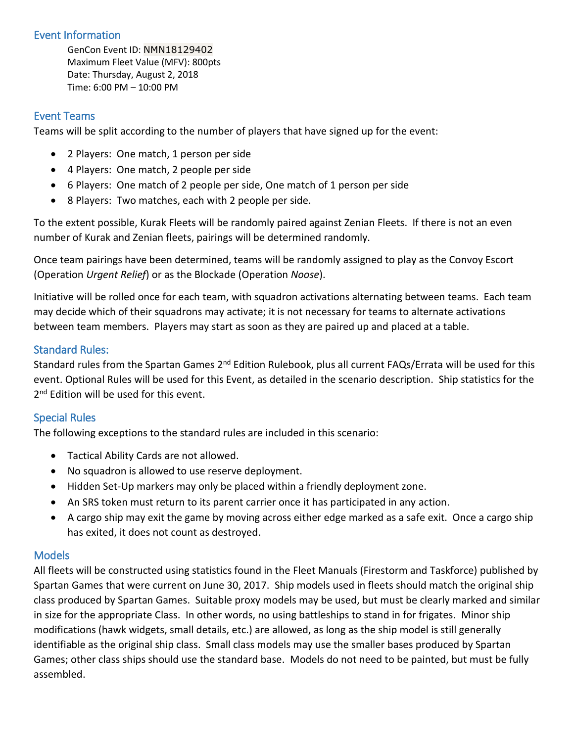## Event Information

GenCon Event ID: NMN18129402
Maximum Fleet Value (MFV): 800pts
Date: Thursday, August 2, 2018
Time: 6:00 PM – 10:00 PM

## Event Teams

Teams will be split according to the number of players that have signed up for the event:

- 2 Players: One match, 1 person per side
- 4 Players: One match, 2 people per side
- 6 Players: One match of 2 people per side, One match of 1 person per side
- 8 Players: Two matches, each with 2 people per side.

To the extent possible, Kurak Fleets will be randomly paired against Zenian Fleets. If there is not an even number of Kurak and Zenian fleets, pairings will be determined randomly.

Once team pairings have been determined, teams will be randomly assigned to play as the Convoy Escort (Operation *Urgent Relief*) or as the Blockade (Operation *Noose*).

Initiative will be rolled once for each team, with squadron activations alternating between teams. Each team may decide which of their squadrons may activate; it is not necessary for teams to alternate activations between team members. Players may start as soon as they are paired up and placed at a table.

## Standard Rules:

Standard rules from the Spartan Games 2nd Edition Rulebook, plus all current FAQs/Errata will be used for this event. Optional Rules will be used for this Event, as detailed in the scenario description. Ship statistics for the 2nd Edition will be used for this event.

## Special Rules

The following exceptions to the standard rules are included in this scenario:

- Tactical Ability Cards are not allowed.
- No squadron is allowed to use reserve deployment.
- Hidden Set-Up markers may only be placed within a friendly deployment zone.
- An SRS token must return to its parent carrier once it has participated in any action.
- A cargo ship may exit the game by moving across either edge marked as a safe exit. Once a cargo ship has exited, it does not count as destroyed.

## Models

All fleets will be constructed using statistics found in the Fleet Manuals (Firestorm and Taskforce) published by Spartan Games that were current on June 30, 2017. Ship models used in fleets should match the original ship class produced by Spartan Games. Suitable proxy models may be used, but must be clearly marked and similar in size for the appropriate Class. In other words, no using battleships to stand in for frigates. Minor ship modifications (hawk widgets, small details, etc.) are allowed, as long as the ship model is still generally identifiable as the original ship class. Small class models may use the smaller bases produced by Spartan Games; other class ships should use the standard base. Models do not need to be painted, but must be fully assembled.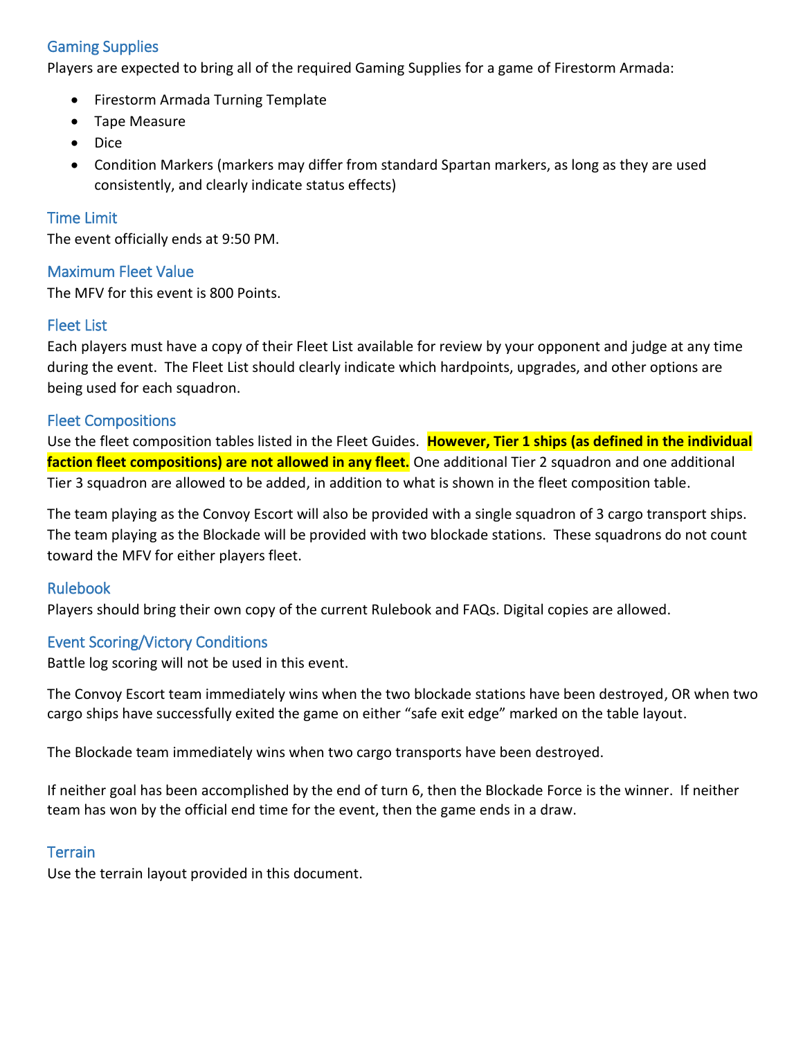## Gaming Supplies

Players are expected to bring all of the required Gaming Supplies for a game of Firestorm Armada:

- Firestorm Armada Turning Template
- Tape Measure
- Dice
- Condition Markers (markers may differ from standard Spartan markers, as long as they are used consistently, and clearly indicate status effects)

## Time Limit

The event officially ends at 9:50 PM.

## Maximum Fleet Value

The MFV for this event is 800 Points.

## Fleet List

Each players must have a copy of their Fleet List available for review by your opponent and judge at any time during the event. The Fleet List should clearly indicate which hardpoints, upgrades, and other options are being used for each squadron.

## Fleet Compositions

Use the fleet composition tables listed in the Fleet Guides. **However, Tier 1 ships (as defined in the individual faction fleet compositions) are not allowed in any fleet.** One additional Tier 2 squadron and one additional Tier 3 squadron are allowed to be added, in addition to what is shown in the fleet composition table.

The team playing as the Convoy Escort will also be provided with a single squadron of 3 cargo transport ships. The team playing as the Blockade will be provided with two blockade stations. These squadrons do not count toward the MFV for either players fleet.

## Rulebook

Players should bring their own copy of the current Rulebook and FAQs. Digital copies are allowed.

## Event Scoring/Victory Conditions

Battle log scoring will not be used in this event.

The Convoy Escort team immediately wins when the two blockade stations have been destroyed, OR when two cargo ships have successfully exited the game on either "safe exit edge" marked on the table layout.

The Blockade team immediately wins when two cargo transports have been destroyed.

If neither goal has been accomplished by the end of turn 6, then the Blockade Force is the winner. If neither team has won by the official end time for the event, then the game ends in a draw.

## Terrain

Use the terrain layout provided in this document.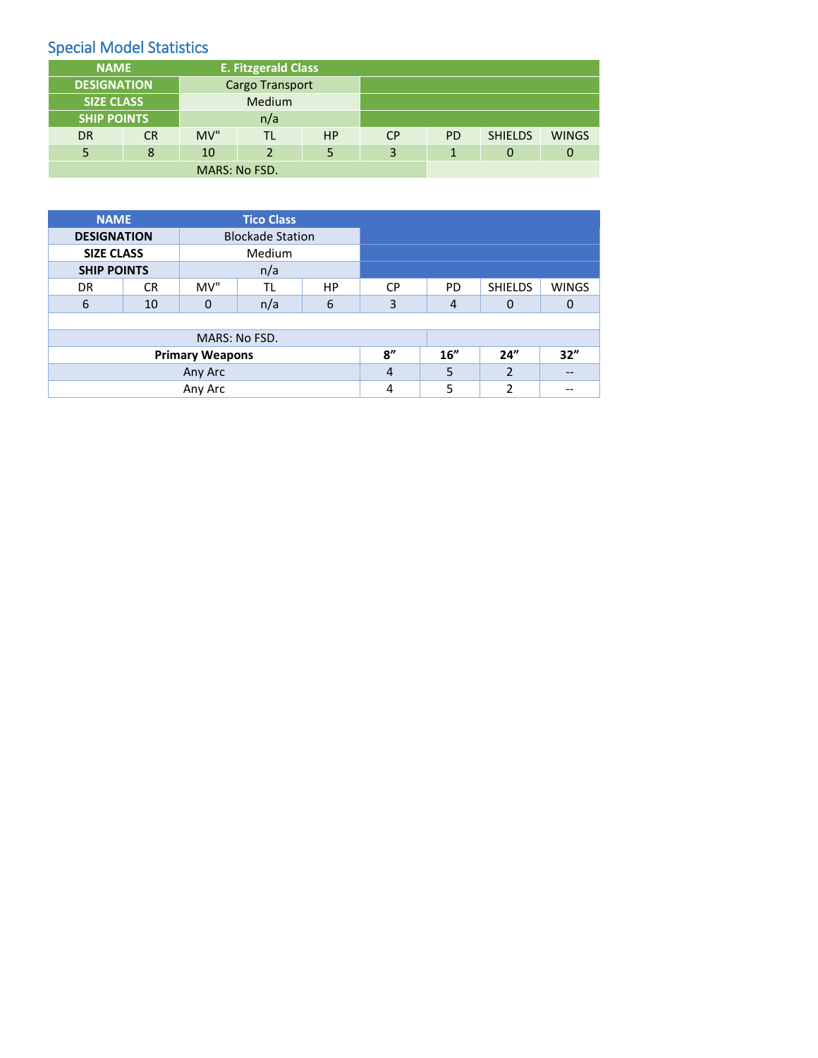## Special Model Statistics

| NAME | E. Fitzgerald Class | | | | | | | |
|---|---|---|---|---|---|---|---|---|
| DESIGNATION | Cargo Transport | | | | | | | |
| SIZE CLASS | Medium | | | | | | | |
| SHIP POINTS | n/a | | | | | | | |
| DR | CR | MV" | TL | HP | CP | PD | SHIELDS | WINGS |
| 5 | 8 | 10 | 2 | 5 | 3 | 1 | 0 | 0 |
| MARS: No FSD. | | | | | | | | |

| NAME | Tico Class | | | | | | | |
|---|---|---|---|---|---|---|---|---|
| DESIGNATION | Blockade Station | | | | | | | |
| SIZE CLASS | Medium | | | | | | | |
| SHIP POINTS | n/a | | | | | | | |
| DR | CR | MV" | TL | HP | CP | PD | SHIELDS | WINGS |
| 6 | 10 | 0 | n/a | 6 | 3 | 4 | 0 | 0 |
| | | | | | | | | |
| MARS: No FSD. | | | | | | | | |
| **Primary Weapons** | | | | | **8”** | **16”** | **24”** | **32”** |
| Any Arc | | | | | 4 | 5 | 2 | -- |
| Any Arc | | | | | 4 | 5 | 2 | -- |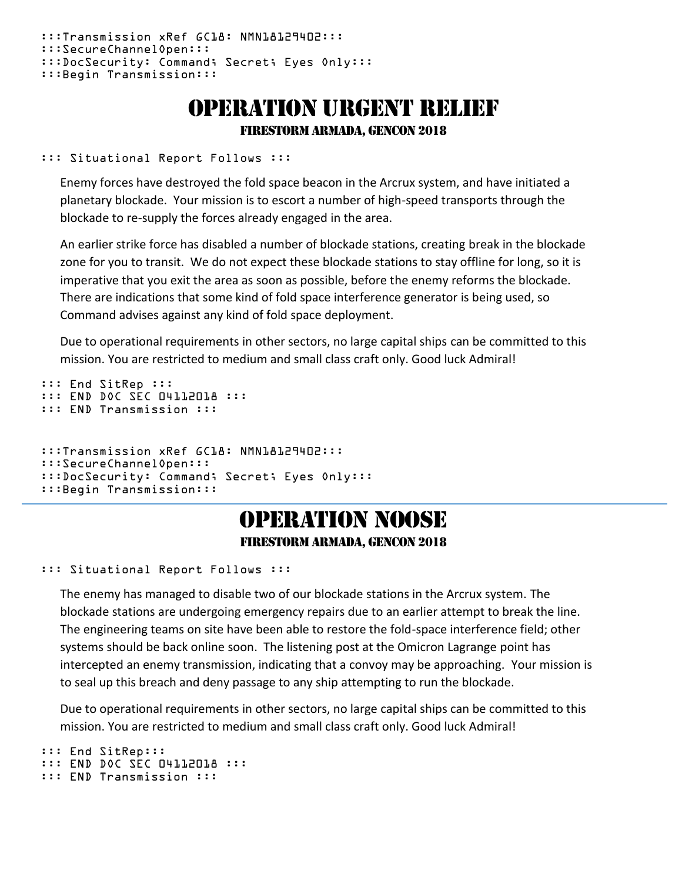:::Transmission xRef GC18: NMN18129402:::
:::SecureChannelOpen:::
:::DocSecurity: Command; Secret; Eyes Only:::
:::Begin Transmission:::

# Operation Urgent Relief

### Firestorm Armada, GenCon 2018

::: Situational Report Follows :::

Enemy forces have destroyed the fold space beacon in the Arcrux system, and have initiated a planetary blockade. Your mission is to escort a number of high-speed transports through the blockade to re-supply the forces already engaged in the area.

An earlier strike force has disabled a number of blockade stations, creating break in the blockade zone for you to transit. We do not expect these blockade stations to stay offline for long, so it is imperative that you exit the area as soon as possible, before the enemy reforms the blockade. There are indications that some kind of fold space interference generator is being used, so Command advises against any kind of fold space deployment.

Due to operational requirements in other sectors, no large capital ships can be committed to this mission. You are restricted to medium and small class craft only. Good luck Admiral!

::: End SitRep :::
::: END DOC SEC 04112018 :::
::: END Transmission :::

:::Transmission xRef GC18: NMN18129402:::
:::SecureChannelOpen:::
:::DocSecurity: Command; Secret; Eyes Only:::
:::Begin Transmission:::

---

# Operation Noose

### Firestorm Armada, GenCon 2018

::: Situational Report Follows :::

The enemy has managed to disable two of our blockade stations in the Arcrux system. The blockade stations are undergoing emergency repairs due to an earlier attempt to break the line. The engineering teams on site have been able to restore the fold-space interference field; other systems should be back online soon. The listening post at the Omicron Lagrange point has intercepted an enemy transmission, indicating that a convoy may be approaching. Your mission is to seal up this breach and deny passage to any ship attempting to run the blockade.

Due to operational requirements in other sectors, no large capital ships can be committed to this mission. You are restricted to medium and small class craft only. Good luck Admiral!

::: End SitRep:::
::: END DOC SEC 04112018 :::
::: END Transmission :::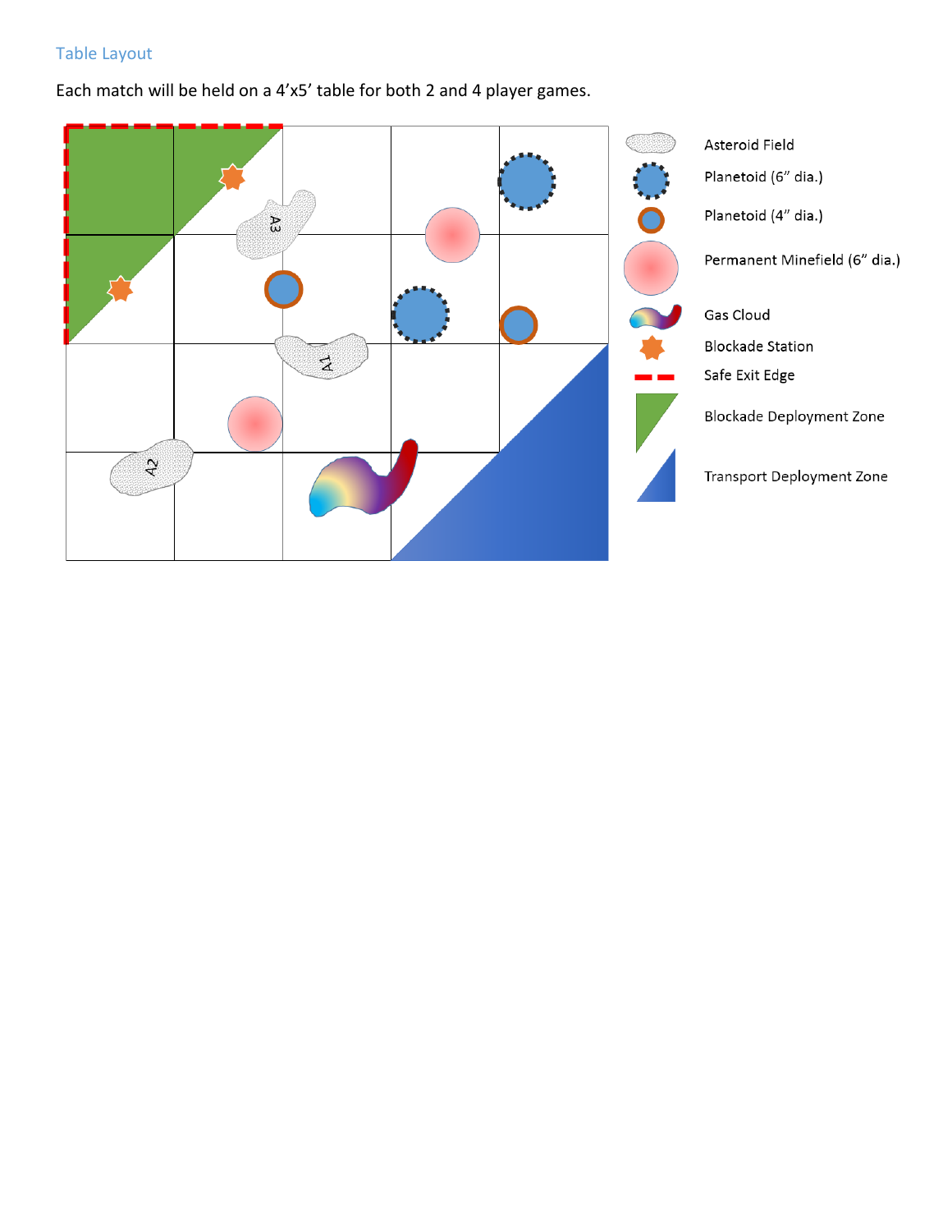## Table Layout

Each match will be held on a 4’x5’ table for both 2 and 4 player games.

Asteroid Field

Planetoid (6” dia.)

Planetoid (4” dia.)

Permanent Minefield (6” dia.)

Gas Cloud

Blockade Station

Safe Exit Edge

Blockade Deployment Zone

Transport Deployment Zone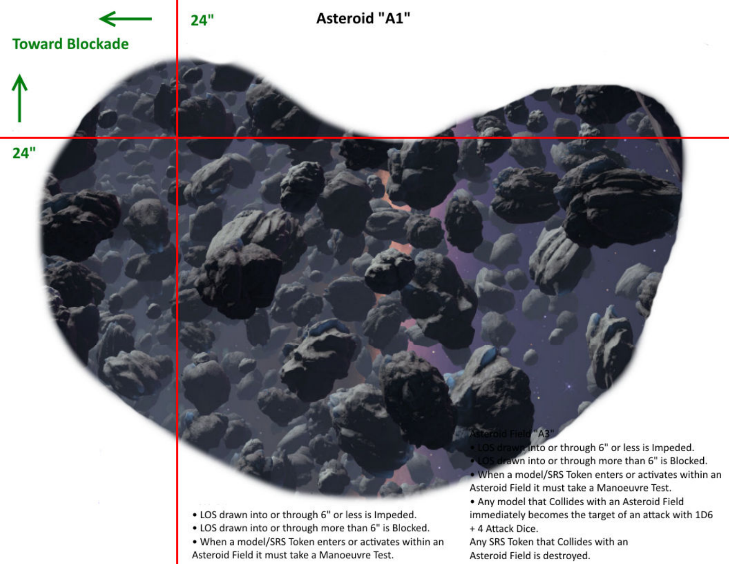Toward Blockade

24"

# Asteroid "A1"

24"

- LOS drawn into or through 6" or less is Impeded.
- LOS drawn into or through more than 6" is Blocked.
- When a model/SRS Token enters or activates within an Asteroid Field it must take a Manoeuvre Test.

Asteroid Field "A3"

- LOS drawn into or through 6" or less is Impeded.
- LOS drawn into or through more than 6" is Blocked.
- When a model/SRS Token enters or activates within an Asteroid Field it must take a Manoeuvre Test.
- Any model that Collides with an Asteroid Field immediately becomes the target of an attack with 1D6 + 4 Attack Dice.

Any SRS Token that Collides with an Asteroid Field is destroyed.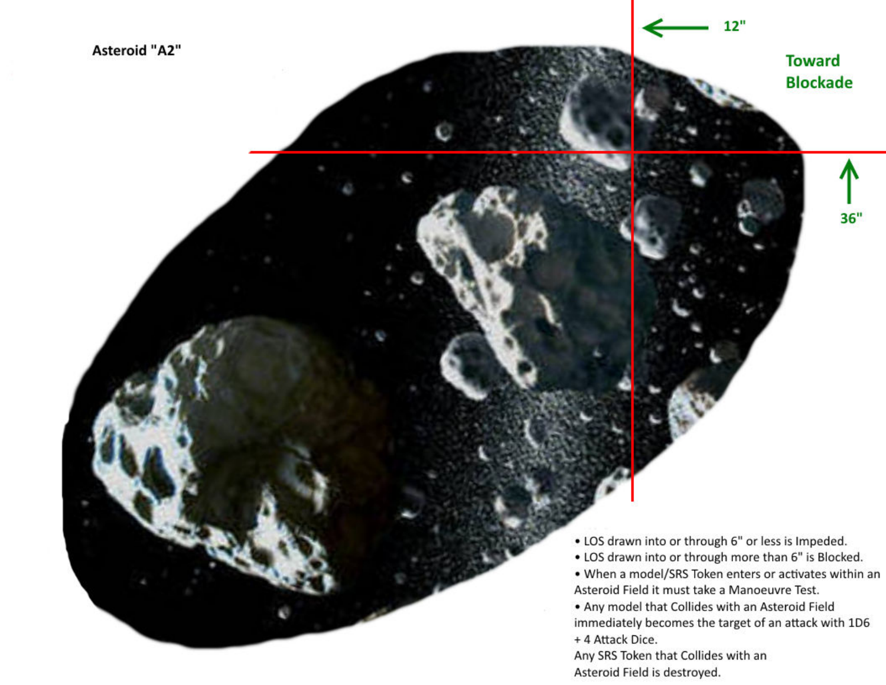Asteroid "A2"

12"

Toward Blockade

36"

- LOS drawn into or through 6" or less is Impeded.
- LOS drawn into or through more than 6" is Blocked.
- When a model/SRS Token enters or activates within an Asteroid Field it must take a Manoeuvre Test.
- Any model that Collides with an Asteroid Field immediately becomes the target of an attack with 1D6 + 4 Attack Dice.

Any SRS Token that Collides with an Asteroid Field is destroyed.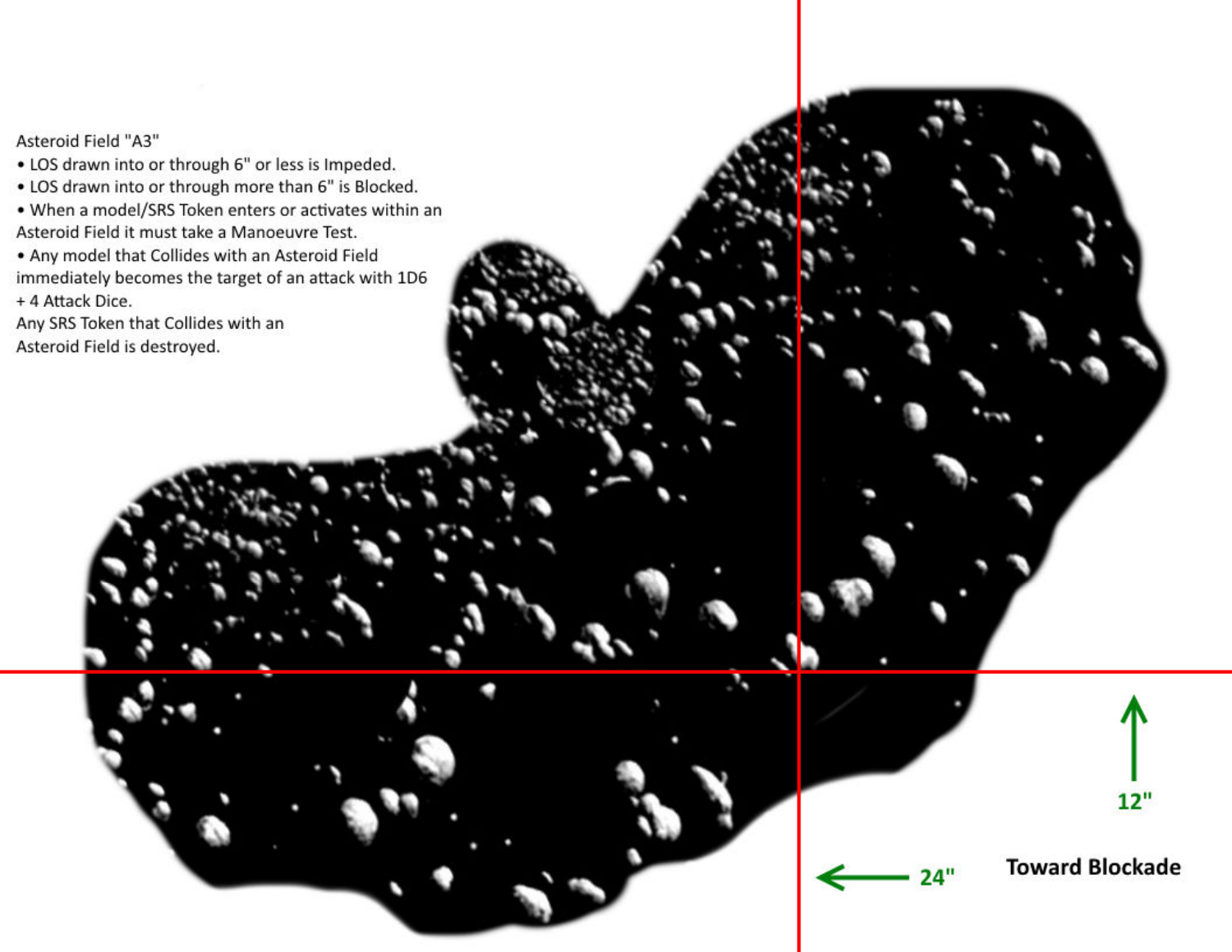Asteroid Field "A3"

- LOS drawn into or through 6" or less is Impeded.
- LOS drawn into or through more than 6" is Blocked.
- When a model/SRS Token enters or activates within an Asteroid Field it must take a Manoeuvre Test.
- Any model that Collides with an Asteroid Field immediately becomes the target of an attack with 1D6 + 4 Attack Dice.

Any SRS Token that Collides with an Asteroid Field is destroyed.

12"

24"

**Toward Blockade**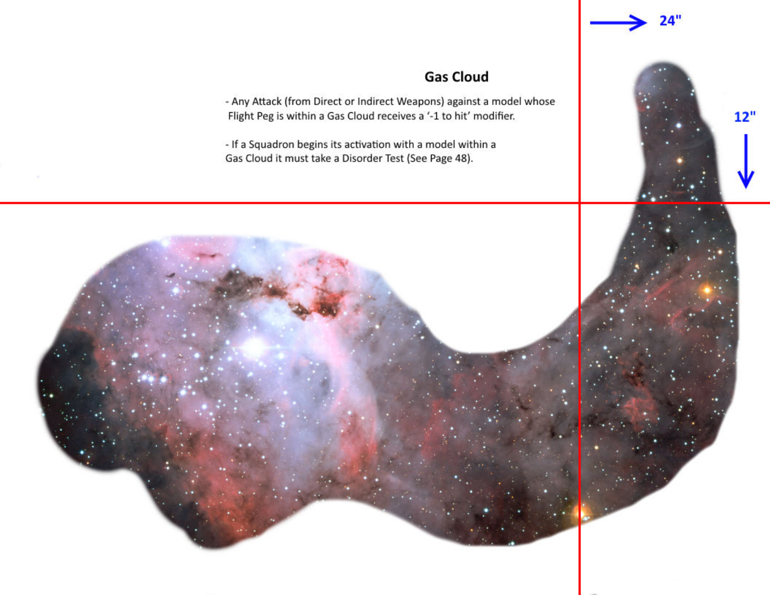24"

12"

## Gas Cloud

- Any Attack (from Direct or Indirect Weapons) against a model whose Flight Peg is within a Gas Cloud receives a '-1 to hit' modifier.

- If a Squadron begins its activation with a model within a Gas Cloud it must take a Disorder Test (See Page 48).